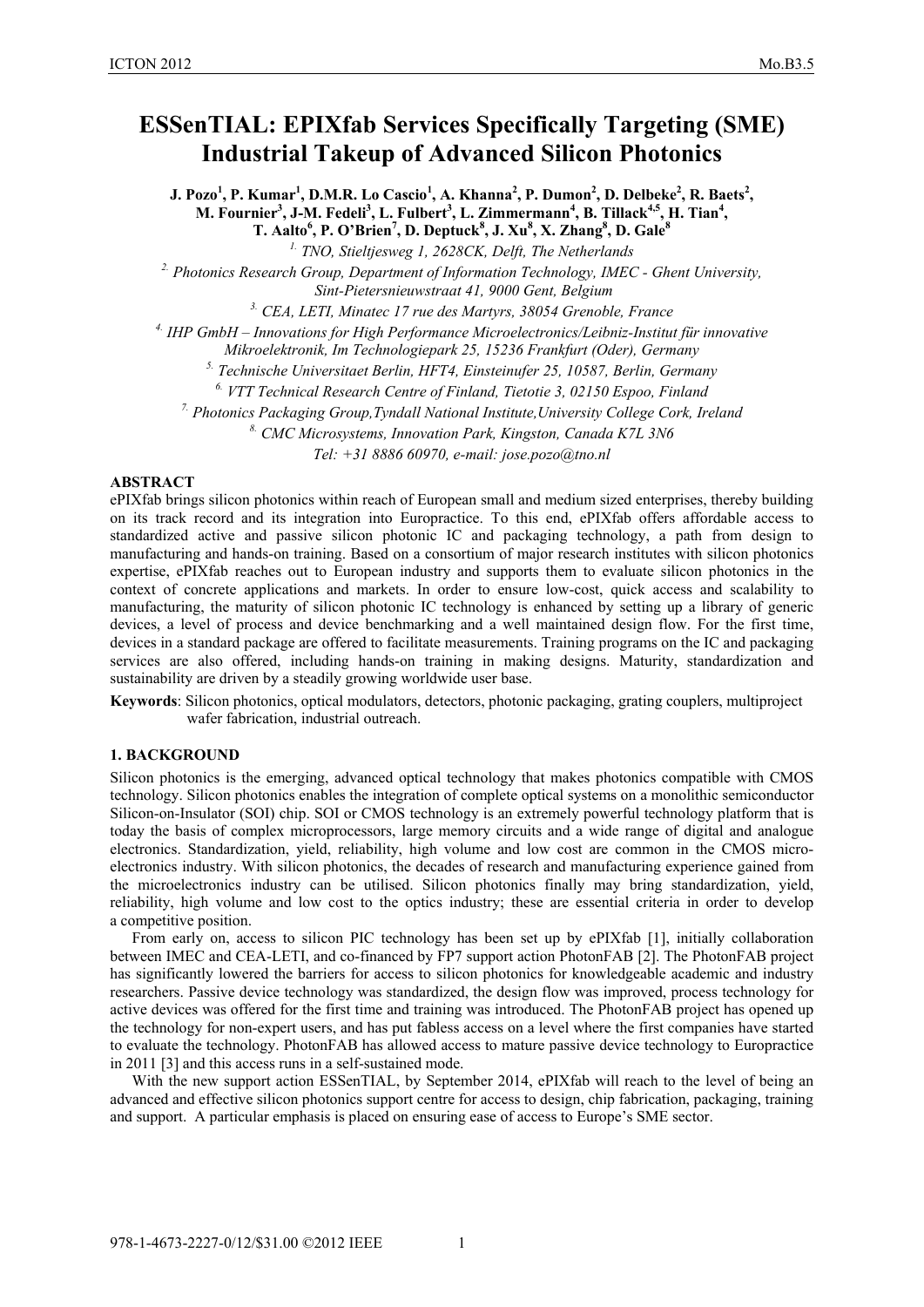# ESSenTIAL: EPIXfab Services Specifically Targeting (SME) Industrial Takeup of Advanced Silicon Photonics

**J. Pozo[1], P. Kumar[1], D.M.R. Lo Cascio[1], A. Khanna[2], P. Dumon[2], D. Delbeke[2], R. Baets[2], M. Fournier[3], J-M. Fedeli[3], L. Fulbert[3], L. Zimmermann[4], B. Tillack[4,5], H. Tian[4], T. Aalto[6], P. O'Brien[7], D. Deptuck[8], J. Xu[8], X. Zhang[8], D. Gale[8]**

*[1.] TNO, Stieltjesweg 1, 2628CK, Delft, The Netherlands*

*[2.] Photonics Research Group, Department of Information Technology, IMEC - Ghent University, Sint-Pietersnieuwstraat 41, 9000 Gent, Belgium*

*[3.] CEA, LETI, Minatec 17 rue des Martyrs, 38054 Grenoble, France*

*[4.] IHP GmbH – Innovations for High Performance Microelectronics/Leibniz-Institut für innovative Mikroelektronik, Im Technologiepark 25, 15236 Frankfurt (Oder), Germany*

*[5.] Technische Universitaet Berlin, HFT4, Einsteinufer 25, 10587, Berlin, Germany*

*[6.] VTT Technical Research Centre of Finland, Tietotie 3, 02150 Espoo, Finland*

*[7.] Photonics Packaging Group,Tyndall National Institute,University College Cork, Ireland*

*[8.] CMC Microsystems, Innovation Park, Kingston, Canada K7L 3N6*

*Tel: +31 8886 60970, e-mail: jose.pozo@tno.nl*

## ABSTRACT

ePIXfab brings silicon photonics within reach of European small and medium sized enterprises, thereby building on its track record and its integration into Europractice. To this end, ePIXfab offers affordable access to standardized active and passive silicon photonic IC and packaging technology, a path from design to manufacturing and hands-on training. Based on a consortium of major research institutes with silicon photonics expertise, ePIXfab reaches out to European industry and supports them to evaluate silicon photonics in the context of concrete applications and markets. In order to ensure low-cost, quick access and scalability to manufacturing, the maturity of silicon photonic IC technology is enhanced by setting up a library of generic devices, a level of process and device benchmarking and a well maintained design flow. For the first time, devices in a standard package are offered to facilitate measurements. Training programs on the IC and packaging services are also offered, including hands-on training in making designs. Maturity, standardization and sustainability are driven by a steadily growing worldwide user base.

**Keywords**: Silicon photonics, optical modulators, detectors, photonic packaging, grating couplers, multiproject wafer fabrication, industrial outreach.

## 1. BACKGROUND

Silicon photonics is the emerging, advanced optical technology that makes photonics compatible with CMOS technology. Silicon photonics enables the integration of complete optical systems on a monolithic semiconductor Silicon-on-Insulator (SOI) chip. SOI or CMOS technology is an extremely powerful technology platform that is today the basis of complex microprocessors, large memory circuits and a wide range of digital and analogue electronics. Standardization, yield, reliability, high volume and low cost are common in the CMOS micro-electronics industry. With silicon photonics, the decades of research and manufacturing experience gained from the microelectronics industry can be utilised. Silicon photonics finally may bring standardization, yield, reliability, high volume and low cost to the optics industry; these are essential criteria in order to develop a competitive position.

From early on, access to silicon PIC technology has been set up by ePIXfab [1], initially collaboration between IMEC and CEA-LETI, and co-financed by FP7 support action PhotonFAB [2]. The PhotonFAB project has significantly lowered the barriers for access to silicon photonics for knowledgeable academic and industry researchers. Passive device technology was standardized, the design flow was improved, process technology for active devices was offered for the first time and training was introduced. The PhotonFAB project has opened up the technology for non-expert users, and has put fabless access on a level where the first companies have started to evaluate the technology. PhotonFAB has allowed access to mature passive device technology to Europractice in 2011 [3] and this access runs in a self-sustained mode.

With the new support action ESSenTIAL, by September 2014, ePIXfab will reach to the level of being an advanced and effective silicon photonics support centre for access to design, chip fabrication, packaging, training and support. A particular emphasis is placed on ensuring ease of access to Europe's SME sector.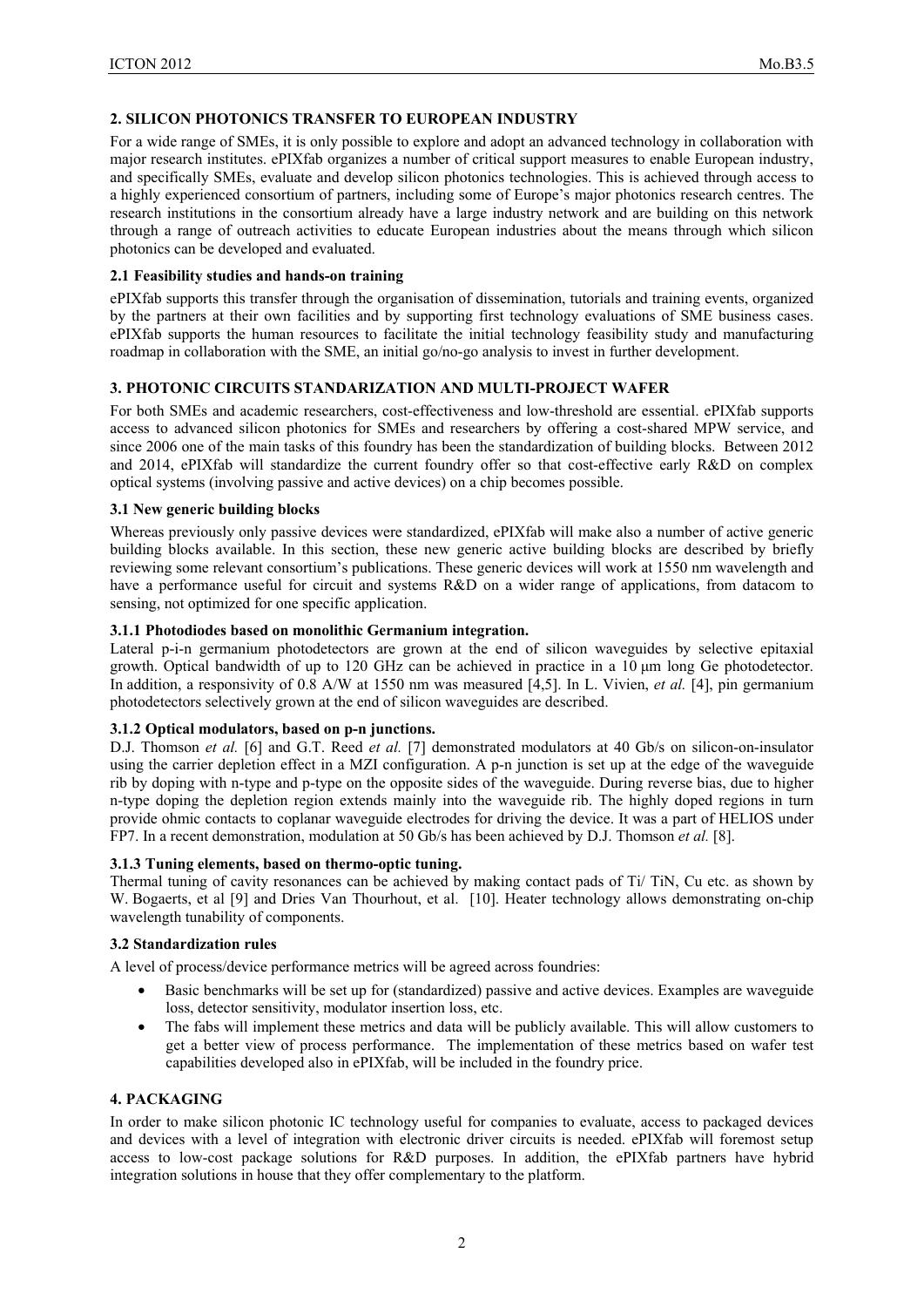## 2. SILICON PHOTONICS TRANSFER TO EUROPEAN INDUSTRY

For a wide range of SMEs, it is only possible to explore and adopt an advanced technology in collaboration with major research institutes. ePIXfab organizes a number of critical support measures to enable European industry, and specifically SMEs, evaluate and develop silicon photonics technologies. This is achieved through access to a highly experienced consortium of partners, including some of Europe's major photonics research centres. The research institutions in the consortium already have a large industry network and are building on this network through a range of outreach activities to educate European industries about the means through which silicon photonics can be developed and evaluated.

### 2.1 Feasibility studies and hands-on training

ePIXfab supports this transfer through the organisation of dissemination, tutorials and training events, organized by the partners at their own facilities and by supporting first technology evaluations of SME business cases. ePIXfab supports the human resources to facilitate the initial technology feasibility study and manufacturing roadmap in collaboration with the SME, an initial go/no-go analysis to invest in further development.

## 3. PHOTONIC CIRCUITS STANDARIZATION AND MULTI-PROJECT WAFER

For both SMEs and academic researchers, cost-effectiveness and low-threshold are essential. ePIXfab supports access to advanced silicon photonics for SMEs and researchers by offering a cost-shared MPW service, and since 2006 one of the main tasks of this foundry has been the standardization of building blocks. Between 2012 and 2014, ePIXfab will standardize the current foundry offer so that cost-effective early R&D on complex optical systems (involving passive and active devices) on a chip becomes possible.

### 3.1 New generic building blocks

Whereas previously only passive devices were standardized, ePIXfab will make also a number of active generic building blocks available. In this section, these new generic active building blocks are described by briefly reviewing some relevant consortium's publications. These generic devices will work at 1550 nm wavelength and have a performance useful for circuit and systems R&D on a wider range of applications, from datacom to sensing, not optimized for one specific application.

#### 3.1.1 Photodiodes based on monolithic Germanium integration.

Lateral p-i-n germanium photodetectors are grown at the end of silicon waveguides by selective epitaxial growth. Optical bandwidth of up to 120 GHz can be achieved in practice in a 10 μm long Ge photodetector. In addition, a responsivity of 0.8 A/W at 1550 nm was measured [4,5]. In L. Vivien, *et al.* [4], pin germanium photodetectors selectively grown at the end of silicon waveguides are described.

#### 3.1.2 Optical modulators, based on p-n junctions.

D.J. Thomson *et al.* [6] and G.T. Reed *et al.* [7] demonstrated modulators at 40 Gb/s on silicon-on-insulator using the carrier depletion effect in a MZI configuration. A p-n junction is set up at the edge of the waveguide rib by doping with n-type and p-type on the opposite sides of the waveguide. During reverse bias, due to higher n-type doping the depletion region extends mainly into the waveguide rib. The highly doped regions in turn provide ohmic contacts to coplanar waveguide electrodes for driving the device. It was a part of HELIOS under FP7. In a recent demonstration, modulation at 50 Gb/s has been achieved by D.J. Thomson *et al.* [8].

#### 3.1.3 Tuning elements, based on thermo-optic tuning.

Thermal tuning of cavity resonances can be achieved by making contact pads of Ti/ TiN, Cu etc. as shown by W. Bogaerts, et al [9] and Dries Van Thourhout, et al. [10]. Heater technology allows demonstrating on-chip wavelength tunability of components.

### 3.2 Standardization rules

A level of process/device performance metrics will be agreed across foundries:

- Basic benchmarks will be set up for (standardized) passive and active devices. Examples are waveguide loss, detector sensitivity, modulator insertion loss, etc.
- The fabs will implement these metrics and data will be publicly available. This will allow customers to get a better view of process performance. The implementation of these metrics based on wafer test capabilities developed also in ePIXfab, will be included in the foundry price.

## 4. PACKAGING

In order to make silicon photonic IC technology useful for companies to evaluate, access to packaged devices and devices with a level of integration with electronic driver circuits is needed. ePIXfab will foremost setup access to low-cost package solutions for R&D purposes. In addition, the ePIXfab partners have hybrid integration solutions in house that they offer complementary to the platform.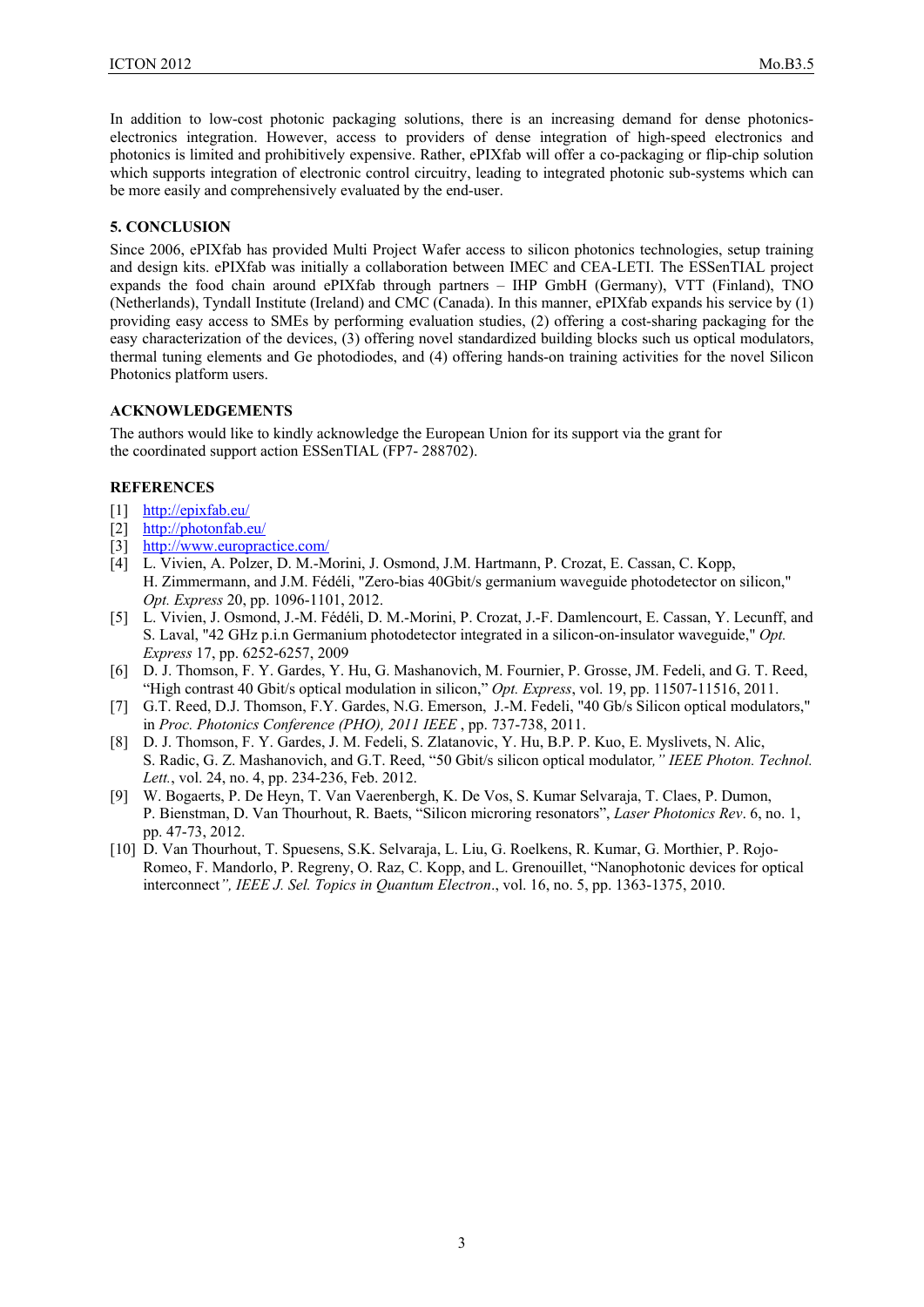In addition to low-cost photonic packaging solutions, there is an increasing demand for dense photonics-electronics integration. However, access to providers of dense integration of high-speed electronics and photonics is limited and prohibitively expensive. Rather, ePIXfab will offer a co-packaging or flip-chip solution which supports integration of electronic control circuitry, leading to integrated photonic sub-systems which can be more easily and comprehensively evaluated by the end-user.

## 5. CONCLUSION

Since 2006, ePIXfab has provided Multi Project Wafer access to silicon photonics technologies, setup training and design kits. ePIXfab was initially a collaboration between IMEC and CEA-LETI. The ESSenTIAL project expands the food chain around ePIXfab through partners – IHP GmbH (Germany), VTT (Finland), TNO (Netherlands), Tyndall Institute (Ireland) and CMC (Canada). In this manner, ePIXfab expands his service by (1) providing easy access to SMEs by performing evaluation studies, (2) offering a cost-sharing packaging for the easy characterization of the devices, (3) offering novel standardized building blocks such us optical modulators, thermal tuning elements and Ge photodiodes, and (4) offering hands-on training activities for the novel Silicon Photonics platform users.

## ACKNOWLEDGEMENTS

The authors would like to kindly acknowledge the European Union for its support via the grant for the coordinated support action ESSenTIAL (FP7- 288702).

## REFERENCES

[1] http://epixfab.eu/

[2] http://photonfab.eu/

[3] http://www.europractice.com/

[4] L. Vivien, A. Polzer, D. M.-Morini, J. Osmond, J.M. Hartmann, P. Crozat, E. Cassan, C. Kopp, H. Zimmermann, and J.M. Fédéli, "Zero-bias 40Gbit/s germanium waveguide photodetector on silicon," *Opt. Express* 20, pp. 1096-1101, 2012.

[5] L. Vivien, J. Osmond, J.-M. Fédéli, D. M.-Morini, P. Crozat, J.-F. Damlencourt, E. Cassan, Y. Lecunff, and S. Laval, "42 GHz p.i.n Germanium photodetector integrated in a silicon-on-insulator waveguide," *Opt. Express* 17, pp. 6252-6257, 2009

[6] D. J. Thomson, F. Y. Gardes, Y. Hu, G. Mashanovich, M. Fournier, P. Grosse, JM. Fedeli, and G. T. Reed, "High contrast 40 Gbit/s optical modulation in silicon," *Opt. Express*, vol. 19, pp. 11507-11516, 2011.

[7] G.T. Reed, D.J. Thomson, F.Y. Gardes, N.G. Emerson, J.-M. Fedeli, "40 Gb/s Silicon optical modulators," in *Proc. Photonics Conference (PHO), 2011 IEEE* , pp. 737-738, 2011.

[8] D. J. Thomson, F. Y. Gardes, J. M. Fedeli, S. Zlatanovic, Y. Hu, B.P. P. Kuo, E. Myslivets, N. Alic, S. Radic, G. Z. Mashanovich, and G.T. Reed, "50 Gbit/s silicon optical modulator*," IEEE Photon. Technol. Lett.*, vol. 24, no. 4, pp. 234-236, Feb. 2012.

[9] W. Bogaerts, P. De Heyn, T. Van Vaerenbergh, K. De Vos, S. Kumar Selvaraja, T. Claes, P. Dumon, P. Bienstman, D. Van Thourhout, R. Baets, "Silicon microring resonators", *Laser Photonics Rev*. 6, no. 1, pp. 47-73, 2012.

[10] D. Van Thourhout, T. Spuesens, S.K. Selvaraja, L. Liu, G. Roelkens, R. Kumar, G. Morthier, P. Rojo-Romeo, F. Mandorlo, P. Regreny, O. Raz, C. Kopp, and L. Grenouillet, "Nanophotonic devices for optical interconnect*", IEEE J. Sel. Topics in Quantum Electron*., vol. 16, no. 5, pp. 1363-1375, 2010.